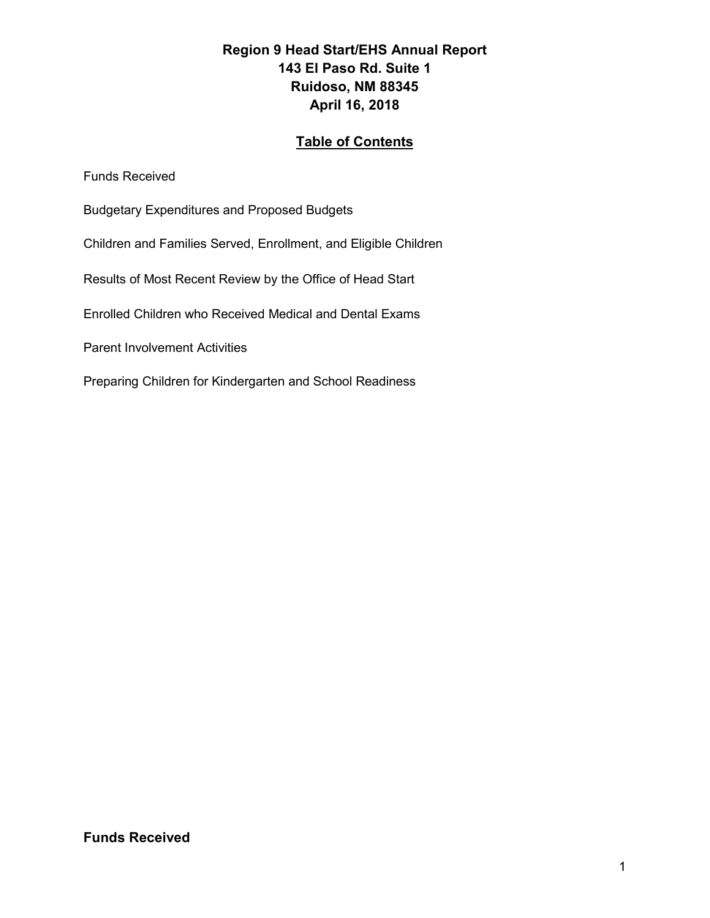# Region 9 Head Start/EHS Annual Report
**143 El Paso Rd. Suite 1**
**Ruidoso, NM 88345**
**April 16, 2018**

## Table of Contents

Funds Received

Budgetary Expenditures and Proposed Budgets

Children and Families Served, Enrollment, and Eligible Children

Results of Most Recent Review by the Office of Head Start

Enrolled Children who Received Medical and Dental Exams

Parent Involvement Activities

Preparing Children for Kindergarten and School Readiness

## Funds Received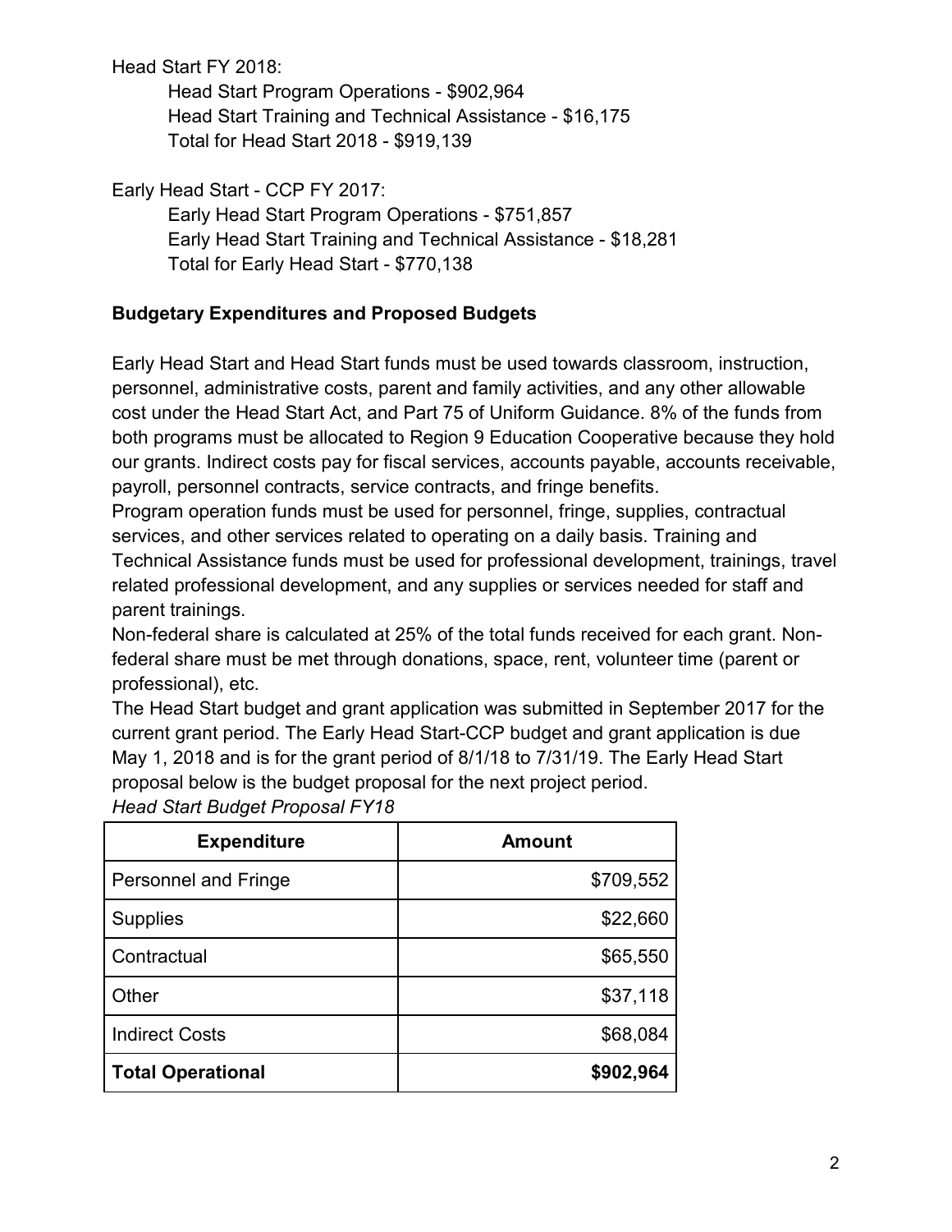Head Start FY 2018:

- Head Start Program Operations - $902,964
- Head Start Training and Technical Assistance - $16,175
- Total for Head Start 2018 - $919,139

Early Head Start - CCP FY 2017:

- Early Head Start Program Operations - $751,857
- Early Head Start Training and Technical Assistance - $18,281
- Total for Early Head Start - $770,138

**Budgetary Expenditures and Proposed Budgets**

Early Head Start and Head Start funds must be used towards classroom, instruction, personnel, administrative costs, parent and family activities, and any other allowable cost under the Head Start Act, and Part 75 of Uniform Guidance. 8% of the funds from both programs must be allocated to Region 9 Education Cooperative because they hold our grants. Indirect costs pay for fiscal services, accounts payable, accounts receivable, payroll, personnel contracts, service contracts, and fringe benefits.

Program operation funds must be used for personnel, fringe, supplies, contractual services, and other services related to operating on a daily basis. Training and Technical Assistance funds must be used for professional development, trainings, travel related professional development, and any supplies or services needed for staff and parent trainings.

Non-federal share is calculated at 25% of the total funds received for each grant. Non-federal share must be met through donations, space, rent, volunteer time (parent or professional), etc.

The Head Start budget and grant application was submitted in September 2017 for the current grant period. The Early Head Start-CCP budget and grant application is due May 1, 2018 and is for the grant period of 8/1/18 to 7/31/19. The Early Head Start proposal below is the budget proposal for the next project period.

*Head Start Budget Proposal FY18*

| Expenditure | Amount |
|---|---:|
| Personnel and Fringe | $709,552 |
| Supplies | $22,660 |
| Contractual | $65,550 |
| Other | $37,118 |
| Indirect Costs | $68,084 |
| **Total Operational** | **$902,964** |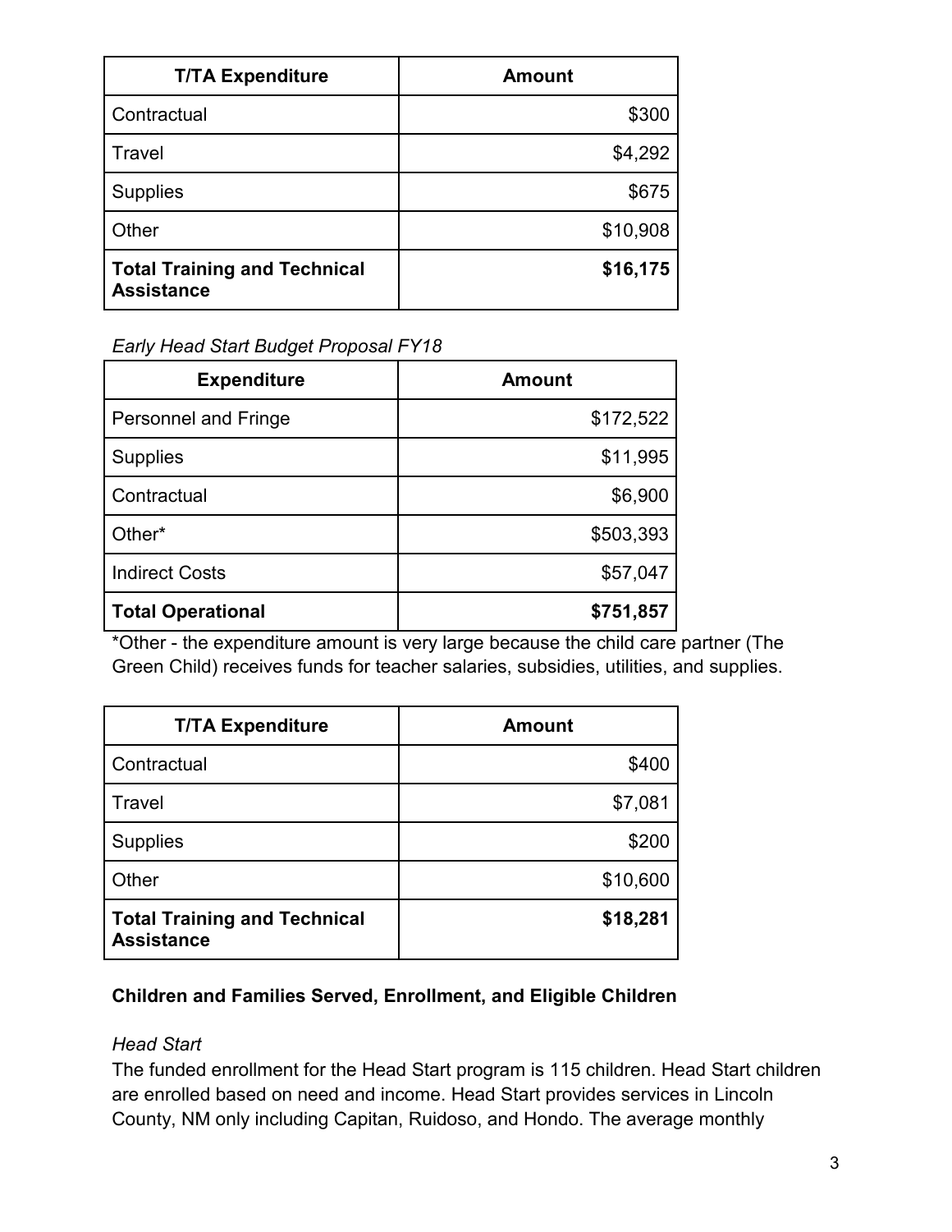| T/TA Expenditure | Amount |
| --- | ---: |
| Contractual | $300 |
| Travel | $4,292 |
| Supplies | $675 |
| Other | $10,908 |
| **Total Training and Technical Assistance** | **$16,175** |

*Early Head Start Budget Proposal FY18*

| Expenditure | Amount |
| --- | ---: |
| Personnel and Fringe | $172,522 |
| Supplies | $11,995 |
| Contractual | $6,900 |
| Other* | $503,393 |
| Indirect Costs | $57,047 |
| **Total Operational** | **$751,857** |

*Other - the expenditure amount is very large because the child care partner (The Green Child) receives funds for teacher salaries, subsidies, utilities, and supplies.

| T/TA Expenditure | Amount |
| --- | ---: |
| Contractual | $400 |
| Travel | $7,081 |
| Supplies | $200 |
| Other | $10,600 |
| **Total Training and Technical Assistance** | **$18,281** |

**Children and Families Served, Enrollment, and Eligible Children**

*Head Start*

The funded enrollment for the Head Start program is 115 children. Head Start children are enrolled based on need and income. Head Start provides services in Lincoln County, NM only including Capitan, Ruidoso, and Hondo. The average monthly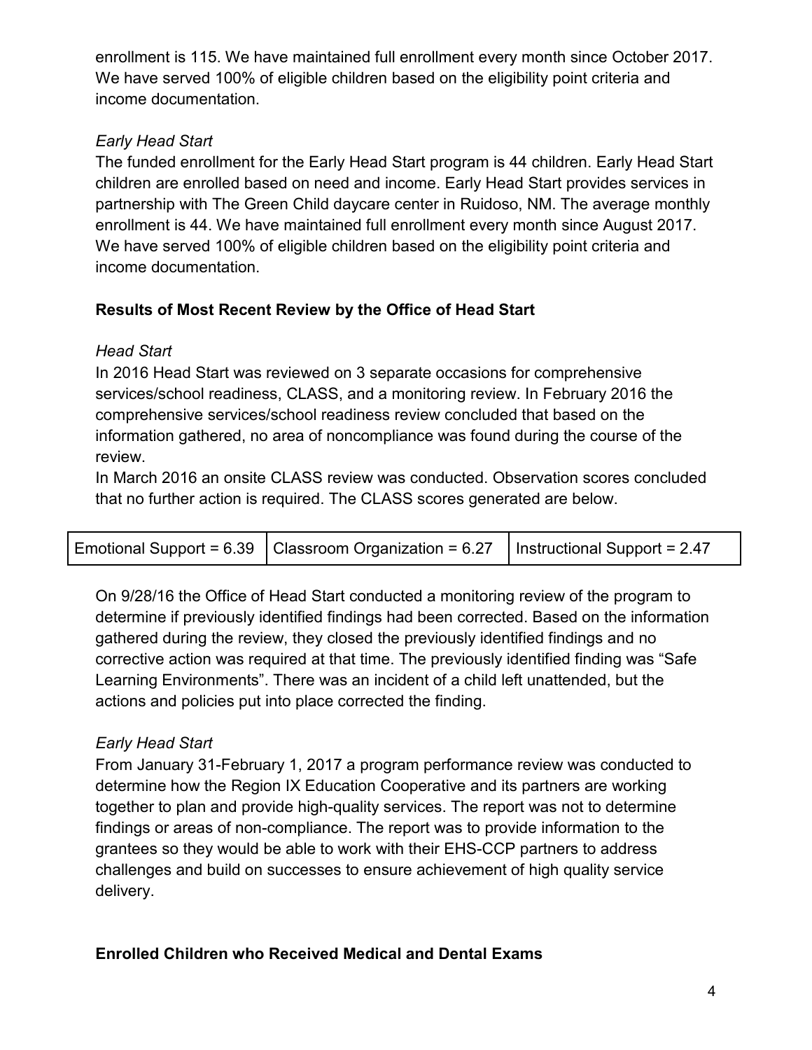enrollment is 115. We have maintained full enrollment every month since October 2017. We have served 100% of eligible children based on the eligibility point criteria and income documentation.

*Early Head Start*

The funded enrollment for the Early Head Start program is 44 children. Early Head Start children are enrolled based on need and income. Early Head Start provides services in partnership with The Green Child daycare center in Ruidoso, NM. The average monthly enrollment is 44. We have maintained full enrollment every month since August 2017. We have served 100% of eligible children based on the eligibility point criteria and income documentation.

**Results of Most Recent Review by the Office of Head Start**

*Head Start*

In 2016 Head Start was reviewed on 3 separate occasions for comprehensive services/school readiness, CLASS, and a monitoring review. In February 2016 the comprehensive services/school readiness review concluded that based on the information gathered, no area of noncompliance was found during the course of the review.

In March 2016 an onsite CLASS review was conducted. Observation scores concluded that no further action is required. The CLASS scores generated are below.

| Emotional Support = 6.39 | Classroom Organization = 6.27 | Instructional Support = 2.47 |
| --- | --- | --- |

On 9/28/16 the Office of Head Start conducted a monitoring review of the program to determine if previously identified findings had been corrected. Based on the information gathered during the review, they closed the previously identified findings and no corrective action was required at that time. The previously identified finding was "Safe Learning Environments". There was an incident of a child left unattended, but the actions and policies put into place corrected the finding.

*Early Head Start*

From January 31-February 1, 2017 a program performance review was conducted to determine how the Region IX Education Cooperative and its partners are working together to plan and provide high-quality services. The report was not to determine findings or areas of non-compliance. The report was to provide information to the grantees so they would be able to work with their EHS-CCP partners to address challenges and build on successes to ensure achievement of high quality service delivery.

**Enrolled Children who Received Medical and Dental Exams**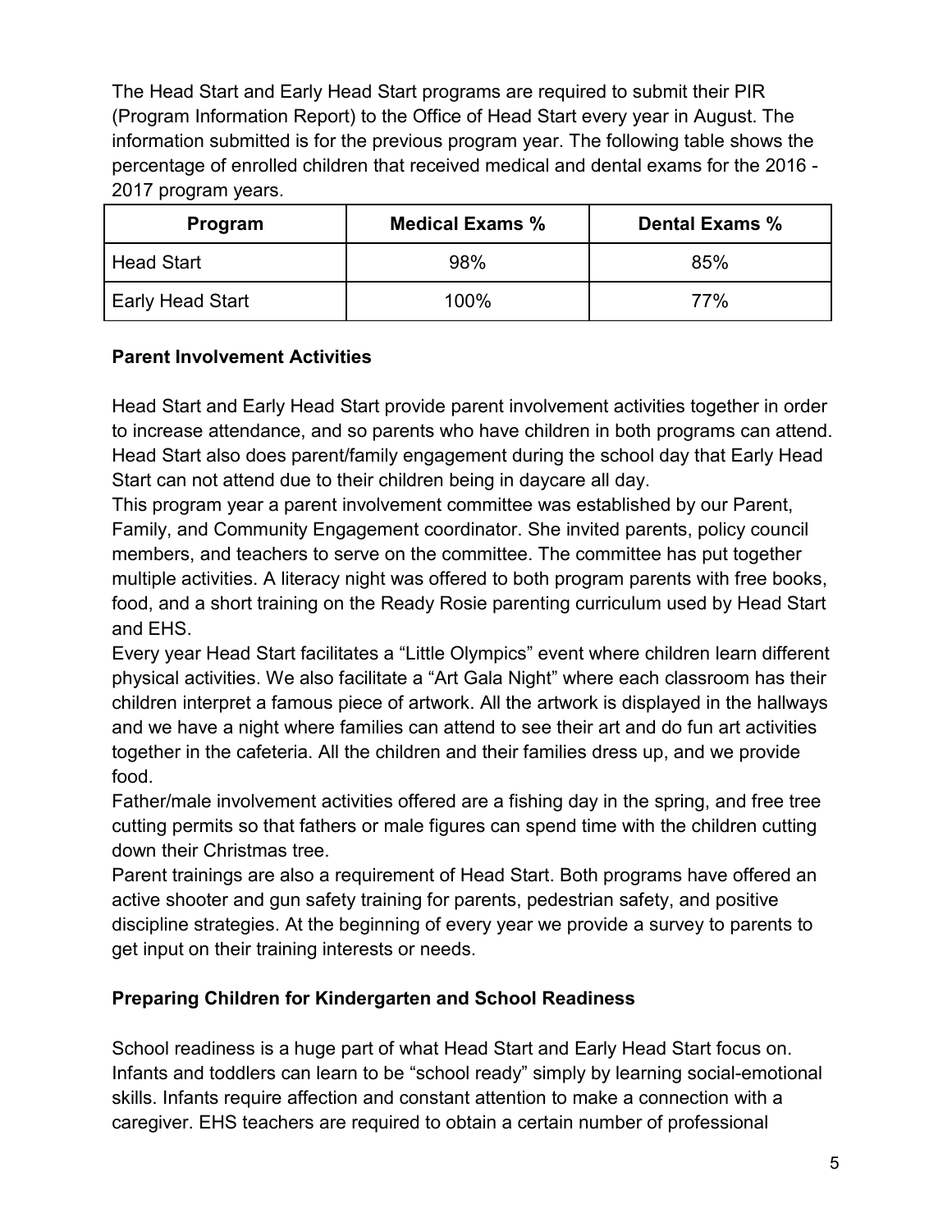The Head Start and Early Head Start programs are required to submit their PIR (Program Information Report) to the Office of Head Start every year in August. The information submitted is for the previous program year. The following table shows the percentage of enrolled children that received medical and dental exams for the 2016 - 2017 program years.

| Program | Medical Exams % | Dental Exams % |
|---|---|---|
| Head Start | 98% | 85% |
| Early Head Start | 100% | 77% |

**Parent Involvement Activities**

Head Start and Early Head Start provide parent involvement activities together in order to increase attendance, and so parents who have children in both programs can attend. Head Start also does parent/family engagement during the school day that Early Head Start can not attend due to their children being in daycare all day.

This program year a parent involvement committee was established by our Parent, Family, and Community Engagement coordinator. She invited parents, policy council members, and teachers to serve on the committee. The committee has put together multiple activities. A literacy night was offered to both program parents with free books, food, and a short training on the Ready Rosie parenting curriculum used by Head Start and EHS.

Every year Head Start facilitates a "Little Olympics" event where children learn different physical activities. We also facilitate a "Art Gala Night" where each classroom has their children interpret a famous piece of artwork. All the artwork is displayed in the hallways and we have a night where families can attend to see their art and do fun art activities together in the cafeteria. All the children and their families dress up, and we provide food.

Father/male involvement activities offered are a fishing day in the spring, and free tree cutting permits so that fathers or male figures can spend time with the children cutting down their Christmas tree.

Parent trainings are also a requirement of Head Start. Both programs have offered an active shooter and gun safety training for parents, pedestrian safety, and positive discipline strategies. At the beginning of every year we provide a survey to parents to get input on their training interests or needs.

**Preparing Children for Kindergarten and School Readiness**

School readiness is a huge part of what Head Start and Early Head Start focus on. Infants and toddlers can learn to be "school ready" simply by learning social-emotional skills. Infants require affection and constant attention to make a connection with a caregiver. EHS teachers are required to obtain a certain number of professional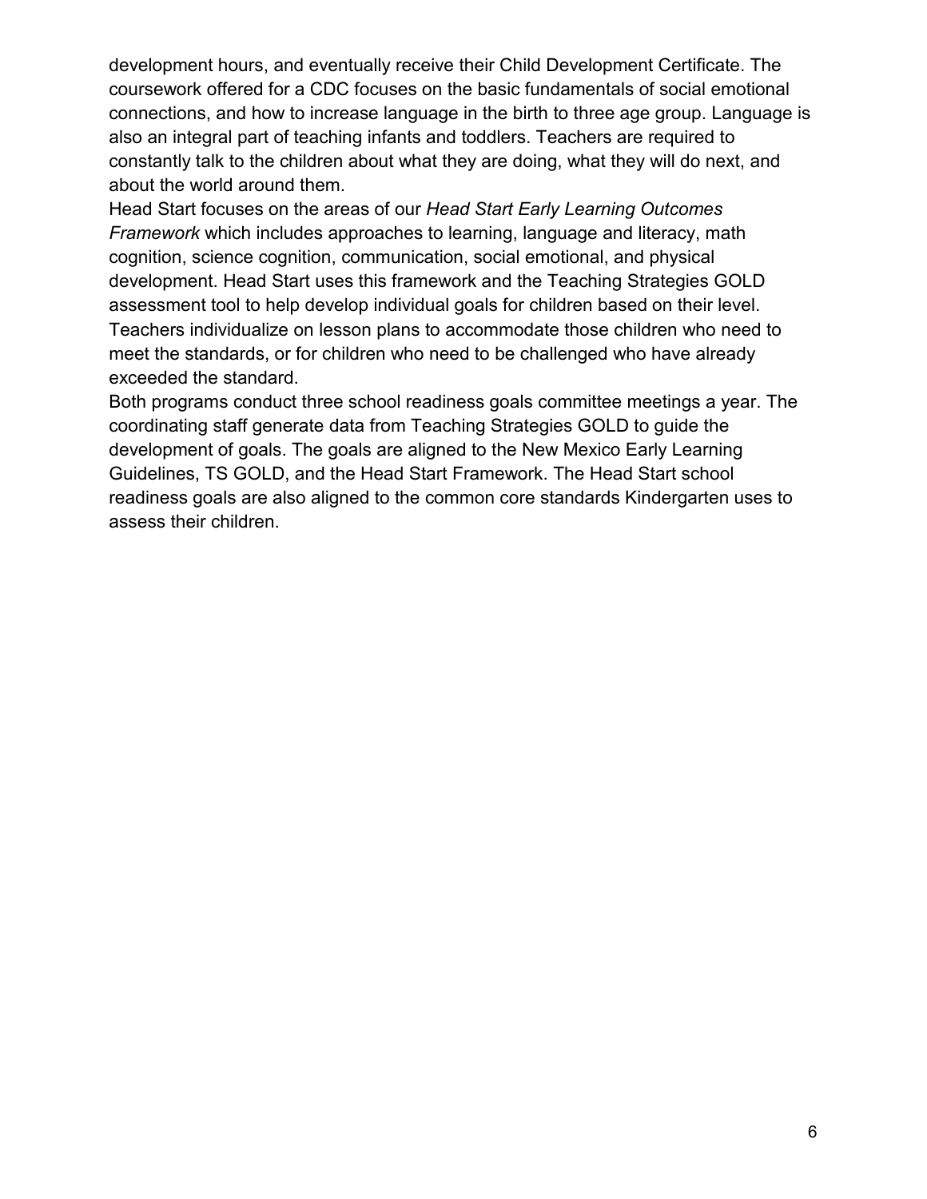development hours, and eventually receive their Child Development Certificate. The coursework offered for a CDC focuses on the basic fundamentals of social emotional connections, and how to increase language in the birth to three age group. Language is also an integral part of teaching infants and toddlers. Teachers are required to constantly talk to the children about what they are doing, what they will do next, and about the world around them.

Head Start focuses on the areas of our *Head Start Early Learning Outcomes Framework* which includes approaches to learning, language and literacy, math cognition, science cognition, communication, social emotional, and physical development. Head Start uses this framework and the Teaching Strategies GOLD assessment tool to help develop individual goals for children based on their level. Teachers individualize on lesson plans to accommodate those children who need to meet the standards, or for children who need to be challenged who have already exceeded the standard.

Both programs conduct three school readiness goals committee meetings a year. The coordinating staff generate data from Teaching Strategies GOLD to guide the development of goals. The goals are aligned to the New Mexico Early Learning Guidelines, TS GOLD, and the Head Start Framework. The Head Start school readiness goals are also aligned to the common core standards Kindergarten uses to assess their children.